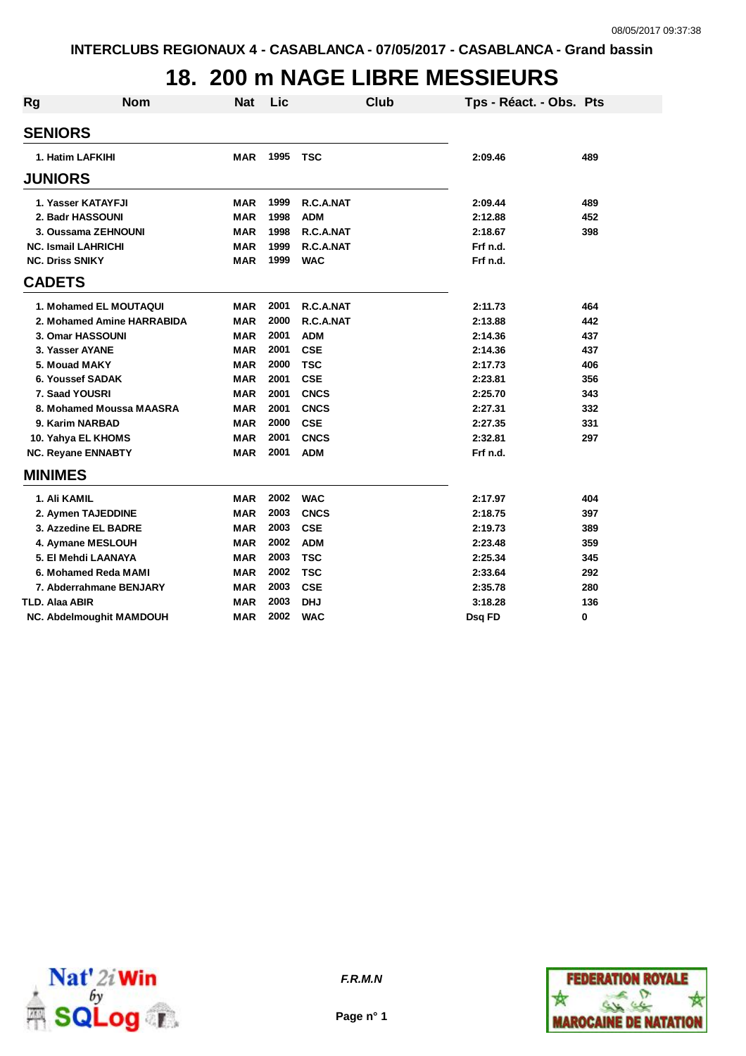INTERCLUBS REGIONAUX 4 - CASABLANCA - 07/05/2017 - CASABLANCA - Grand bassin

# 18. 200 m NAGE LIBRE MESSIEURS

| Rg | Nom | Nat | Lic | Club | Tps - Réact. - Obs. | Pts |
|---|---|---|---|---|---|---|
| **SENIORS** | | | | | | |
| 1. | Hatim LAFKIHI | MAR | 1995 | TSC | 2:09.46 | 489 |
| **JUNIORS** | | | | | | |
| 1. | Yasser KATAYFJI | MAR | 1999 | R.C.A.NAT | 2:09.44 | 489 |
| 2. | Badr HASSOUNI | MAR | 1998 | ADM | 2:12.88 | 452 |
| 3. | Oussama ZEHNOUNI | MAR | 1998 | R.C.A.NAT | 2:18.67 | 398 |
| NC. | Ismail LAHRICHI | MAR | 1999 | R.C.A.NAT | Frf n.d. | |
| NC. | Driss SNIKY | MAR | 1999 | WAC | Frf n.d. | |
| **CADETS** | | | | | | |
| 1. | Mohamed EL MOUTAQUI | MAR | 2001 | R.C.A.NAT | 2:11.73 | 464 |
| 2. | Mohamed Amine HARRABIDA | MAR | 2000 | R.C.A.NAT | 2:13.88 | 442 |
| 3. | Omar HASSOUNI | MAR | 2001 | ADM | 2:14.36 | 437 |
| 3. | Yasser AYANE | MAR | 2001 | CSE | 2:14.36 | 437 |
| 5. | Mouad MAKY | MAR | 2000 | TSC | 2:17.73 | 406 |
| 6. | Youssef SADAK | MAR | 2001 | CSE | 2:23.81 | 356 |
| 7. | Saad YOUSRI | MAR | 2001 | CNCS | 2:25.70 | 343 |
| 8. | Mohamed Moussa MAASRA | MAR | 2001 | CNCS | 2:27.31 | 332 |
| 9. | Karim NARBAD | MAR | 2000 | CSE | 2:27.35 | 331 |
| 10. | Yahya EL KHOMS | MAR | 2001 | CNCS | 2:32.81 | 297 |
| NC. | Reyane ENNABTY | MAR | 2001 | ADM | Frf n.d. | |
| **MINIMES** | | | | | | |
| 1. | Ali KAMIL | MAR | 2002 | WAC | 2:17.97 | 404 |
| 2. | Aymen TAJEDDINE | MAR | 2003 | CNCS | 2:18.75 | 397 |
| 3. | Azzedine EL BADRE | MAR | 2003 | CSE | 2:19.73 | 389 |
| 4. | Aymane MESLOUH | MAR | 2002 | ADM | 2:23.48 | 359 |
| 5. | El Mehdi LAANAYA | MAR | 2003 | TSC | 2:25.34 | 345 |
| 6. | Mohamed Reda MAMI | MAR | 2002 | TSC | 2:33.64 | 292 |
| 7. | Abderrahmane BENJARY | MAR | 2003 | CSE | 2:35.78 | 280 |
| TLD. | Alaa ABIR | MAR | 2003 | DHJ | 3:18.28 | 136 |
| NC. | Abdelmoughit MAMDOUH | MAR | 2002 | WAC | Dsq FD | 0 |

*F.R.M.N*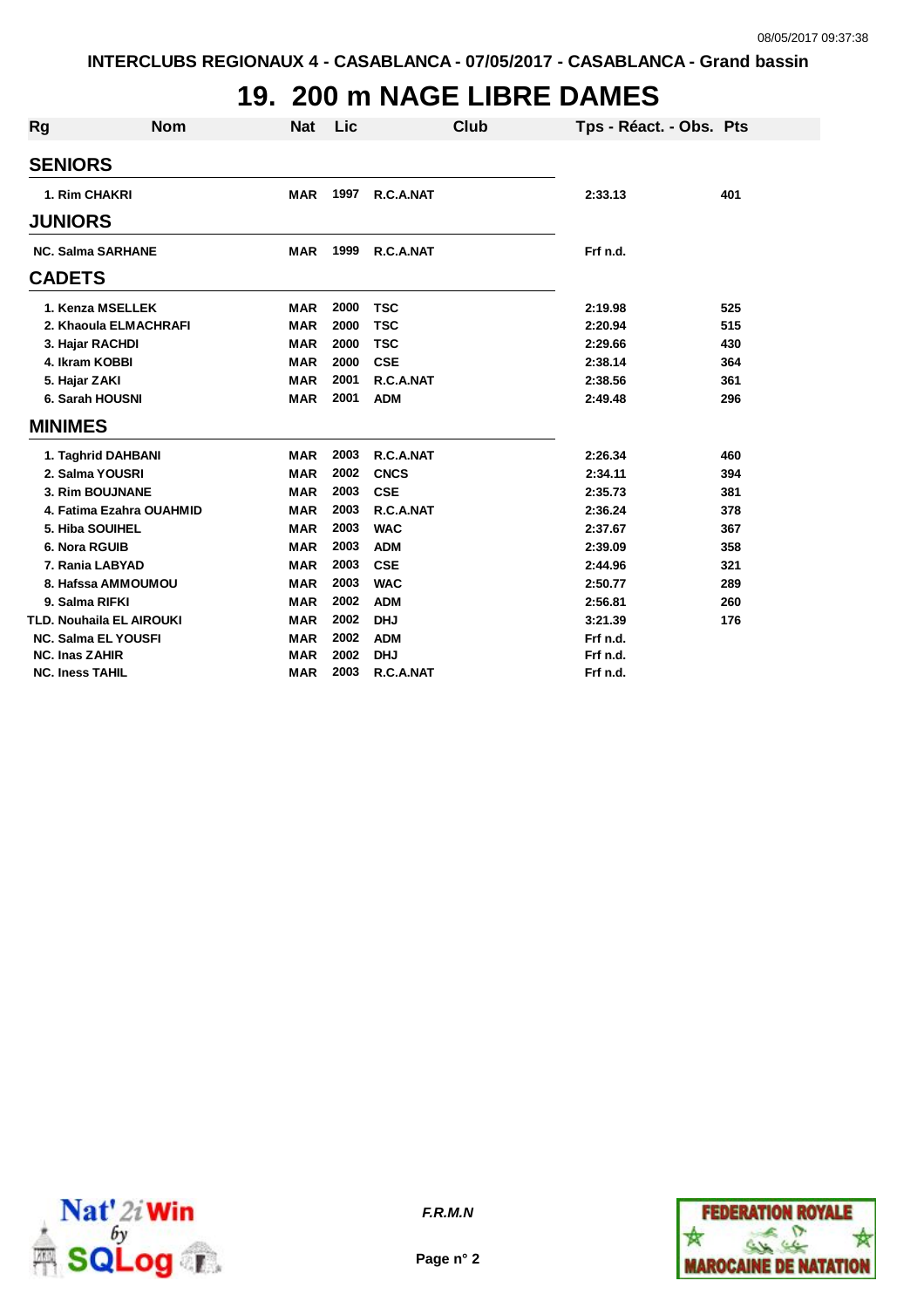# 19. 200 m NAGE LIBRE DAMES

| Rg | Nom | Nat | Lic | Club | Tps - Réact. - Obs. | Pts |
|---|---|---|---|---|---|---|
| **SENIORS** | | | | | | |
| 1. | Rim CHAKRI | MAR | 1997 | R.C.A.NAT | 2:33.13 | 401 |
| **JUNIORS** | | | | | | |
| NC. | Salma SARHANE | MAR | 1999 | R.C.A.NAT | Frf n.d. | |
| **CADETS** | | | | | | |
| 1. | Kenza MSELLEK | MAR | 2000 | TSC | 2:19.98 | 525 |
| 2. | Khaoula ELMACHRAFI | MAR | 2000 | TSC | 2:20.94 | 515 |
| 3. | Hajar RACHDI | MAR | 2000 | TSC | 2:29.66 | 430 |
| 4. | Ikram KOBBI | MAR | 2000 | CSE | 2:38.14 | 364 |
| 5. | Hajar ZAKI | MAR | 2001 | R.C.A.NAT | 2:38.56 | 361 |
| 6. | Sarah HOUSNI | MAR | 2001 | ADM | 2:49.48 | 296 |
| **MINIMES** | | | | | | |
| 1. | Taghrid DAHBANI | MAR | 2003 | R.C.A.NAT | 2:26.34 | 460 |
| 2. | Salma YOUSRI | MAR | 2002 | CNCS | 2:34.11 | 394 |
| 3. | Rim BOUJNANE | MAR | 2003 | CSE | 2:35.73 | 381 |
| 4. | Fatima Ezahra OUAHMID | MAR | 2003 | R.C.A.NAT | 2:36.24 | 378 |
| 5. | Hiba SOUIHEL | MAR | 2003 | WAC | 2:37.67 | 367 |
| 6. | Nora RGUIB | MAR | 2003 | ADM | 2:39.09 | 358 |
| 7. | Rania LABYAD | MAR | 2003 | CSE | 2:44.96 | 321 |
| 8. | Hafssa AMMOUMOU | MAR | 2003 | WAC | 2:50.77 | 289 |
| 9. | Salma RIFKI | MAR | 2002 | ADM | 2:56.81 | 260 |
| TLD. | Nouhaila EL AIROUKI | MAR | 2002 | DHJ | 3:21.39 | 176 |
| NC. | Salma EL YOUSFI | MAR | 2002 | ADM | Frf n.d. | |
| NC. | Inas ZAHIR | MAR | 2002 | DHJ | Frf n.d. | |
| NC. | Iness TAHIL | MAR | 2003 | R.C.A.NAT | Frf n.d. | |

*F.R.M.N*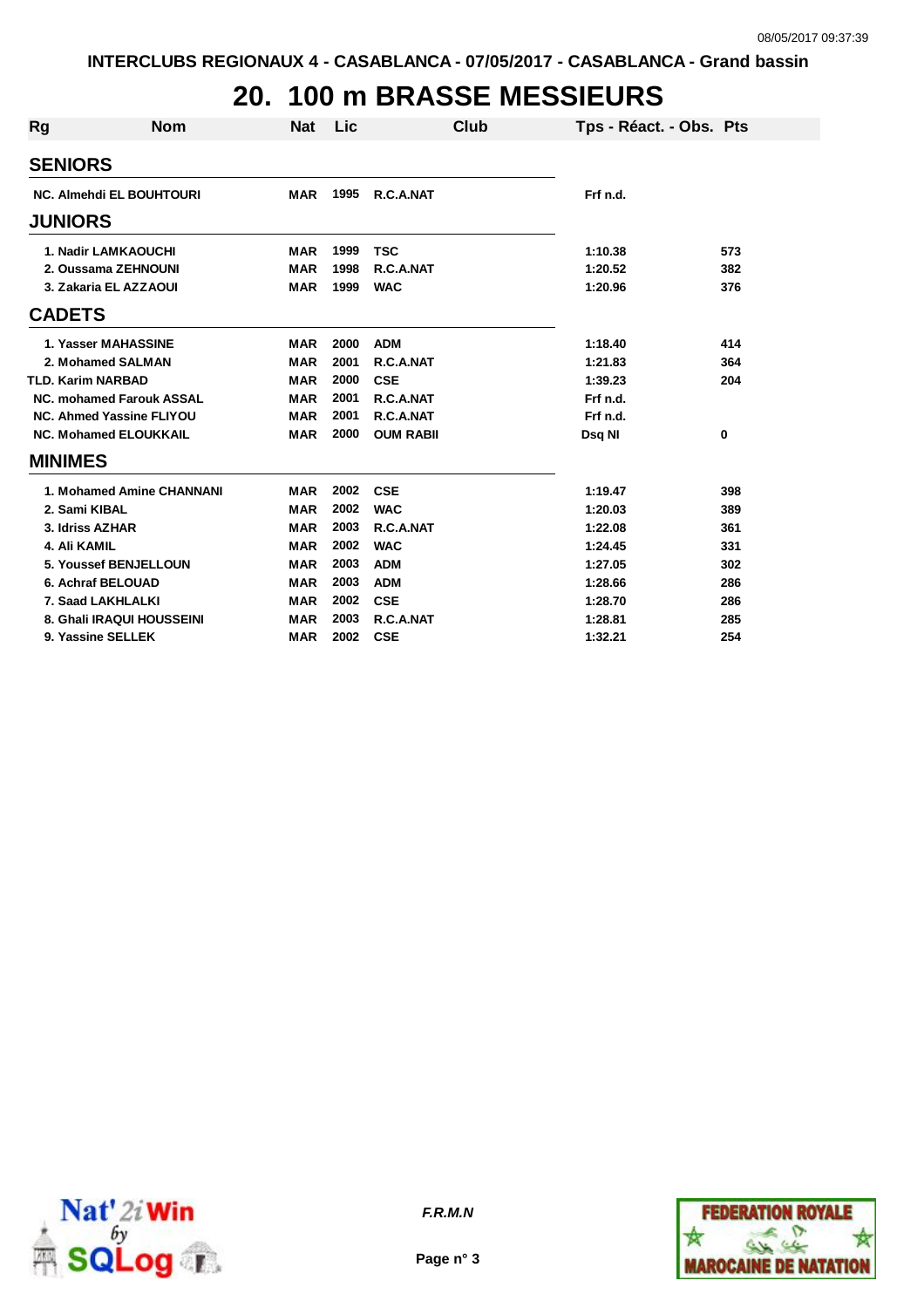INTERCLUBS REGIONAUX 4 - CASABLANCA - 07/05/2017 - CASABLANCA - Grand bassin

# 20. 100 m BRASSE MESSIEURS

| Rg | Nom | Nat | Lic | Club | Tps - Réact. - Obs. | Pts |
|---|---|---|---|---|---|---|
| **SENIORS** | | | | | | |
| NC. | Almehdi EL BOUHTOURI | MAR | 1995 | R.C.A.NAT | Frf n.d. | |
| **JUNIORS** | | | | | | |
| 1. | Nadir LAMKAOUCHI | MAR | 1999 | TSC | 1:10.38 | 573 |
| 2. | Oussama ZEHNOUNI | MAR | 1998 | R.C.A.NAT | 1:20.52 | 382 |
| 3. | Zakaria EL AZZAOUI | MAR | 1999 | WAC | 1:20.96 | 376 |
| **CADETS** | | | | | | |
| 1. | Yasser MAHASSINE | MAR | 2000 | ADM | 1:18.40 | 414 |
| 2. | Mohamed SALMAN | MAR | 2001 | R.C.A.NAT | 1:21.83 | 364 |
| TLD. | Karim NARBAD | MAR | 2000 | CSE | 1:39.23 | 204 |
| NC. | mohamed Farouk ASSAL | MAR | 2001 | R.C.A.NAT | Frf n.d. | |
| NC. | Ahmed Yassine FLIYOU | MAR | 2001 | R.C.A.NAT | Frf n.d. | |
| NC. | Mohamed ELOUKKAIL | MAR | 2000 | OUM RABII | Dsq NI | 0 |
| **MINIMES** | | | | | | |
| 1. | Mohamed Amine CHANNANI | MAR | 2002 | CSE | 1:19.47 | 398 |
| 2. | Sami KIBAL | MAR | 2002 | WAC | 1:20.03 | 389 |
| 3. | Idriss AZHAR | MAR | 2003 | R.C.A.NAT | 1:22.08 | 361 |
| 4. | Ali KAMIL | MAR | 2002 | WAC | 1:24.45 | 331 |
| 5. | Youssef BENJELLOUN | MAR | 2003 | ADM | 1:27.05 | 302 |
| 6. | Achraf BELOUAD | MAR | 2003 | ADM | 1:28.66 | 286 |
| 7. | Saad LAKHLALKI | MAR | 2002 | CSE | 1:28.70 | 286 |
| 8. | Ghali IRAQUI HOUSSEINI | MAR | 2003 | R.C.A.NAT | 1:28.81 | 285 |
| 9. | Yassine SELLEK | MAR | 2002 | CSE | 1:32.21 | 254 |

*F.R.M.N*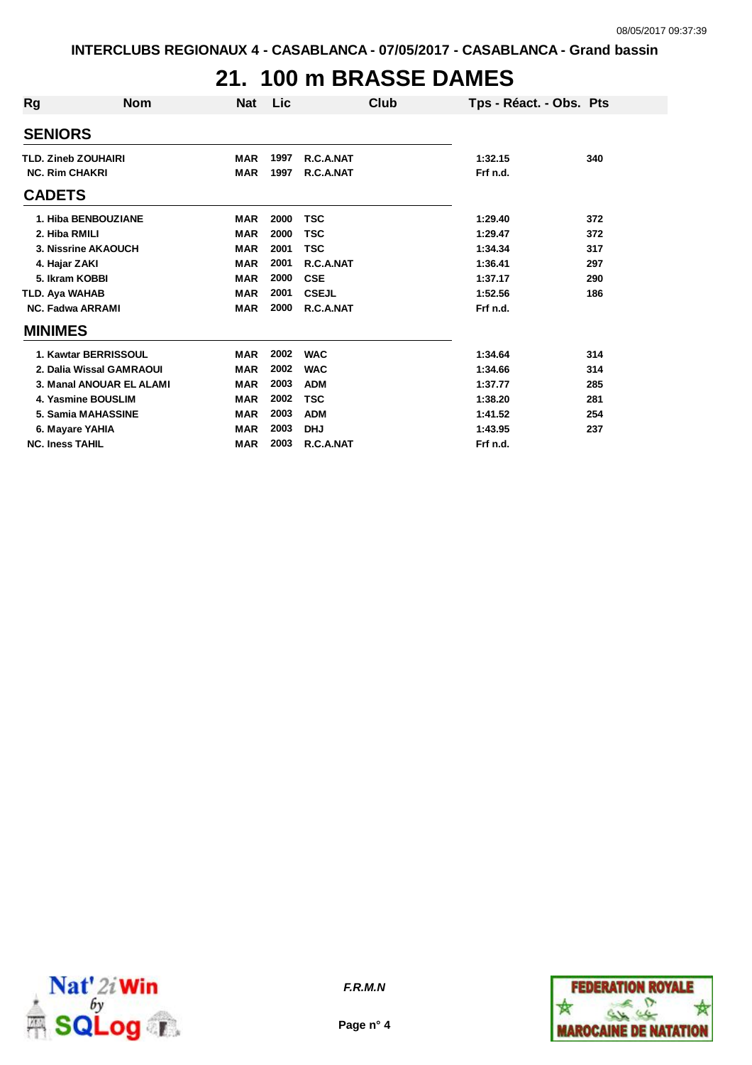# 21. 100 m BRASSE DAMES

| Rg | Nom | Nat | Lic | Club | Tps - Réact. - Obs. | Pts |
|---|---|---|---|---|---|---|
| **SENIORS** | | | | | | |
| TLD. | Zineb ZOUHAIRI | MAR | 1997 | R.C.A.NAT | 1:32.15 | 340 |
| NC. | Rim CHAKRI | MAR | 1997 | R.C.A.NAT | Frf n.d. | |
| **CADETS** | | | | | | |
| 1. | Hiba BENBOUZIANE | MAR | 2000 | TSC | 1:29.40 | 372 |
| 2. | Hiba RMILI | MAR | 2000 | TSC | 1:29.47 | 372 |
| 3. | Nissrine AKAOUCH | MAR | 2001 | TSC | 1:34.34 | 317 |
| 4. | Hajar ZAKI | MAR | 2001 | R.C.A.NAT | 1:36.41 | 297 |
| 5. | Ikram KOBBI | MAR | 2000 | CSE | 1:37.17 | 290 |
| TLD. | Aya WAHAB | MAR | 2001 | CSEJL | 1:52.56 | 186 |
| NC. | Fadwa ARRAMI | MAR | 2000 | R.C.A.NAT | Frf n.d. | |
| **MINIMES** | | | | | | |
| 1. | Kawtar BERRISSOUL | MAR | 2002 | WAC | 1:34.64 | 314 |
| 2. | Dalia Wissal GAMRAOUI | MAR | 2002 | WAC | 1:34.66 | 314 |
| 3. | Manal ANOUAR EL ALAMI | MAR | 2003 | ADM | 1:37.77 | 285 |
| 4. | Yasmine BOUSLIM | MAR | 2002 | TSC | 1:38.20 | 281 |
| 5. | Samia MAHASSINE | MAR | 2003 | ADM | 1:41.52 | 254 |
| 6. | Mayare YAHIA | MAR | 2003 | DHJ | 1:43.95 | 237 |
| NC. | Iness TAHIL | MAR | 2003 | R.C.A.NAT | Frf n.d. | |

*F.R.M.N*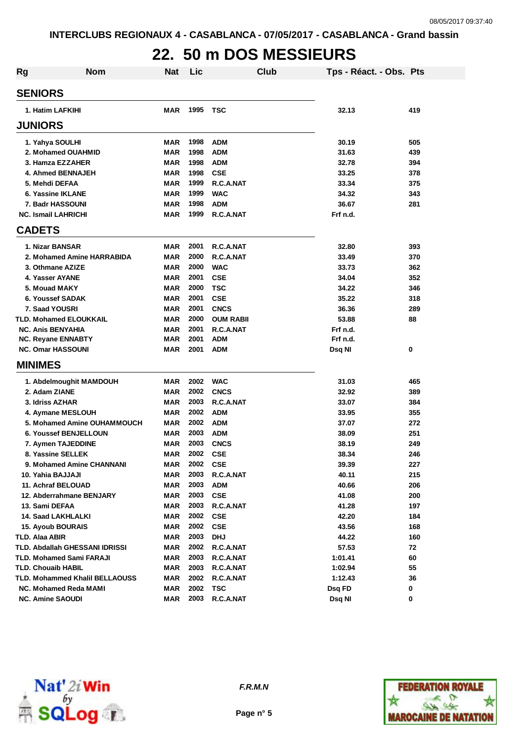# 22. 50 m DOS MESSIEURS

| Rg | Nom | Nat | Lic | Club | Tps - Réact. - Obs. | Pts |
|---|---|---|---|---|---|---|
| **SENIORS** | | | | | | |
| 1. | Hatim LAFKIHI | MAR | 1995 | TSC | 32.13 | 419 |
| **JUNIORS** | | | | | | |
| 1. | Yahya SOULHI | MAR | 1998 | ADM | 30.19 | 505 |
| 2. | Mohamed OUAHMID | MAR | 1998 | ADM | 31.63 | 439 |
| 3. | Hamza EZZAHER | MAR | 1998 | ADM | 32.78 | 394 |
| 4. | Ahmed BENNAJEH | MAR | 1998 | CSE | 33.25 | 378 |
| 5. | Mehdi DEFAA | MAR | 1999 | R.C.A.NAT | 33.34 | 375 |
| 6. | Yassine IKLANE | MAR | 1999 | WAC | 34.32 | 343 |
| 7. | Badr HASSOUNI | MAR | 1998 | ADM | 36.67 | 281 |
| NC. | Ismail LAHRICHI | MAR | 1999 | R.C.A.NAT | Frf n.d. | |
| **CADETS** | | | | | | |
| 1. | Nizar BANSAR | MAR | 2001 | R.C.A.NAT | 32.80 | 393 |
| 2. | Mohamed Amine HARRABIDA | MAR | 2000 | R.C.A.NAT | 33.49 | 370 |
| 3. | Othmane AZIZE | MAR | 2000 | WAC | 33.73 | 362 |
| 4. | Yasser AYANE | MAR | 2001 | CSE | 34.04 | 352 |
| 5. | Mouad MAKY | MAR | 2000 | TSC | 34.22 | 346 |
| 6. | Youssef SADAK | MAR | 2001 | CSE | 35.22 | 318 |
| 7. | Saad YOUSRI | MAR | 2001 | CNCS | 36.36 | 289 |
| TLD. | Mohamed ELOUKKAIL | MAR | 2000 | OUM RABII | 53.88 | 88 |
| NC. | Anis BENYAHIA | MAR | 2001 | R.C.A.NAT | Frf n.d. | |
| NC. | Reyane ENNABTY | MAR | 2001 | ADM | Frf n.d. | |
| NC. | Omar HASSOUNI | MAR | 2001 | ADM | Dsq NI | 0 |
| **MINIMES** | | | | | | |
| 1. | Abdelmoughit MAMDOUH | MAR | 2002 | WAC | 31.03 | 465 |
| 2. | Adam ZIANE | MAR | 2002 | CNCS | 32.92 | 389 |
| 3. | Idriss AZHAR | MAR | 2003 | R.C.A.NAT | 33.07 | 384 |
| 4. | Aymane MESLOUH | MAR | 2002 | ADM | 33.95 | 355 |
| 5. | Mohamed Amine OUHAMMOUCH | MAR | 2002 | ADM | 37.07 | 272 |
| 6. | Youssef BENJELLOUN | MAR | 2003 | ADM | 38.09 | 251 |
| 7. | Aymen TAJEDDINE | MAR | 2003 | CNCS | 38.19 | 249 |
| 8. | Yassine SELLEK | MAR | 2002 | CSE | 38.34 | 246 |
| 9. | Mohamed Amine CHANNANI | MAR | 2002 | CSE | 39.39 | 227 |
| 10. | Yahia BAJJAJI | MAR | 2003 | R.C.A.NAT | 40.11 | 215 |
| 11. | Achraf BELOUAD | MAR | 2003 | ADM | 40.66 | 206 |
| 12. | Abderrahmane BENJARY | MAR | 2003 | CSE | 41.08 | 200 |
| 13. | Sami DEFAA | MAR | 2003 | R.C.A.NAT | 41.28 | 197 |
| 14. | Saad LAKHLALKI | MAR | 2002 | CSE | 42.20 | 184 |
| 15. | Ayoub BOURAIS | MAR | 2002 | CSE | 43.56 | 168 |
| TLD. | Alaa ABIR | MAR | 2003 | DHJ | 44.22 | 160 |
| TLD. | Abdallah GHESSANI IDRISSI | MAR | 2002 | R.C.A.NAT | 57.53 | 72 |
| TLD. | Mohamed Sami FARAJI | MAR | 2003 | R.C.A.NAT | 1:01.41 | 60 |
| TLD. | Chouaib HABIL | MAR | 2003 | R.C.A.NAT | 1:02.94 | 55 |
| TLD. | Mohammed Khalil BELLAOUSS | MAR | 2002 | R.C.A.NAT | 1:12.43 | 36 |
| NC. | Mohamed Reda MAMI | MAR | 2002 | TSC | Dsq FD | 0 |
| NC. | Amine SAOUDI | MAR | 2003 | R.C.A.NAT | Dsq NI | 0 |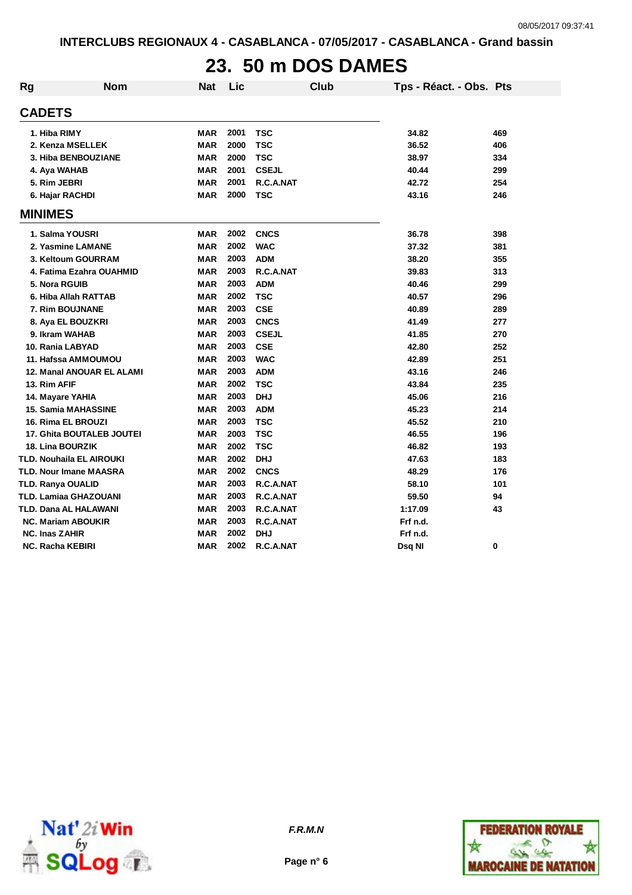# 23. 50 m DOS DAMES

| Rg | Nom | Nat | Lic | Club | Tps - Réact. - Obs. | Pts |
|---|---|---|---|---|---|---|
| **CADETS** | | | | | | |
| 1. | Hiba RIMY | MAR | 2001 | TSC | 34.82 | 469 |
| 2. | Kenza MSELLEK | MAR | 2000 | TSC | 36.52 | 406 |
| 3. | Hiba BENBOUZIANE | MAR | 2000 | TSC | 38.97 | 334 |
| 4. | Aya WAHAB | MAR | 2001 | CSEJL | 40.44 | 299 |
| 5. | Rim JEBRI | MAR | 2001 | R.C.A.NAT | 42.72 | 254 |
| 6. | Hajar RACHDI | MAR | 2000 | TSC | 43.16 | 246 |
| **MINIMES** | | | | | | |
| 1. | Salma YOUSRI | MAR | 2002 | CNCS | 36.78 | 398 |
| 2. | Yasmine LAMANE | MAR | 2002 | WAC | 37.32 | 381 |
| 3. | Keltoum GOURRAM | MAR | 2003 | ADM | 38.20 | 355 |
| 4. | Fatima Ezahra OUAHMID | MAR | 2003 | R.C.A.NAT | 39.83 | 313 |
| 5. | Nora RGUIB | MAR | 2003 | ADM | 40.46 | 299 |
| 6. | Hiba Allah RATTAB | MAR | 2002 | TSC | 40.57 | 296 |
| 7. | Rim BOUJNANE | MAR | 2003 | CSE | 40.89 | 289 |
| 8. | Aya EL BOUZKRI | MAR | 2003 | CNCS | 41.49 | 277 |
| 9. | Ikram WAHAB | MAR | 2003 | CSEJL | 41.85 | 270 |
| 10. | Rania LABYAD | MAR | 2003 | CSE | 42.80 | 252 |
| 11. | Hafssa AMMOUMOU | MAR | 2003 | WAC | 42.89 | 251 |
| 12. | Manal ANOUAR EL ALAMI | MAR | 2003 | ADM | 43.16 | 246 |
| 13. | Rim AFIF | MAR | 2002 | TSC | 43.84 | 235 |
| 14. | Mayare YAHIA | MAR | 2003 | DHJ | 45.06 | 216 |
| 15. | Samia MAHASSINE | MAR | 2003 | ADM | 45.23 | 214 |
| 16. | Rima EL BROUZI | MAR | 2003 | TSC | 45.52 | 210 |
| 17. | Ghita BOUTALEB JOUTEI | MAR | 2003 | TSC | 46.55 | 196 |
| 18. | Lina BOURZIK | MAR | 2002 | TSC | 46.82 | 193 |
| TLD. | Nouhaila EL AIROUKI | MAR | 2002 | DHJ | 47.63 | 183 |
| TLD. | Nour Imane MAASRA | MAR | 2002 | CNCS | 48.29 | 176 |
| TLD. | Ranya OUALID | MAR | 2003 | R.C.A.NAT | 58.10 | 101 |
| TLD. | Lamiaa GHAZOUANI | MAR | 2003 | R.C.A.NAT | 59.50 | 94 |
| TLD. | Dana AL HALAWANI | MAR | 2003 | R.C.A.NAT | 1:17.09 | 43 |
| NC. | Mariam ABOUKIR | MAR | 2003 | R.C.A.NAT | Frf n.d. | |
| NC. | Inas ZAHIR | MAR | 2002 | DHJ | Frf n.d. | |
| NC. | Racha KEBIRI | MAR | 2002 | R.C.A.NAT | Dsq NI | 0 |

*F.R.M.N*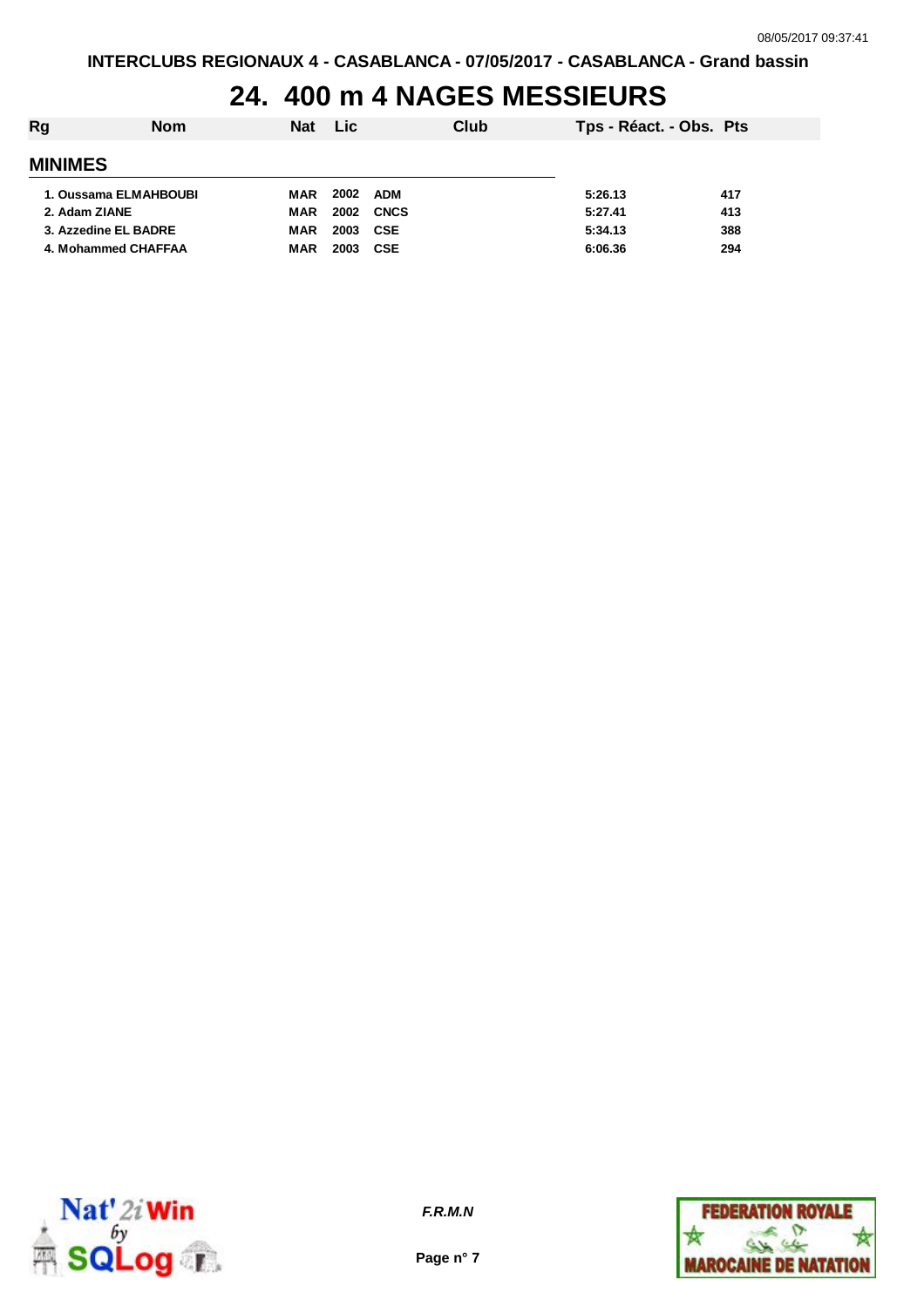# 24. 400 m 4 NAGES MESSIEURS

| Rg | Nom | Nat | Lic | Club | Tps - Réact. - Obs. | Pts |
|---|---|---|---|---|---|---|
| **MINIMES** | | | | | | |
| 1. | Oussama ELMAHBOUBI | MAR | 2002 | ADM | 5:26.13 | 417 |
| 2. | Adam ZIANE | MAR | 2002 | CNCS | 5:27.41 | 413 |
| 3. | Azzedine EL BADRE | MAR | 2003 | CSE | 5:34.13 | 388 |
| 4. | Mohammed CHAFFAA | MAR | 2003 | CSE | 6:06.36 | 294 |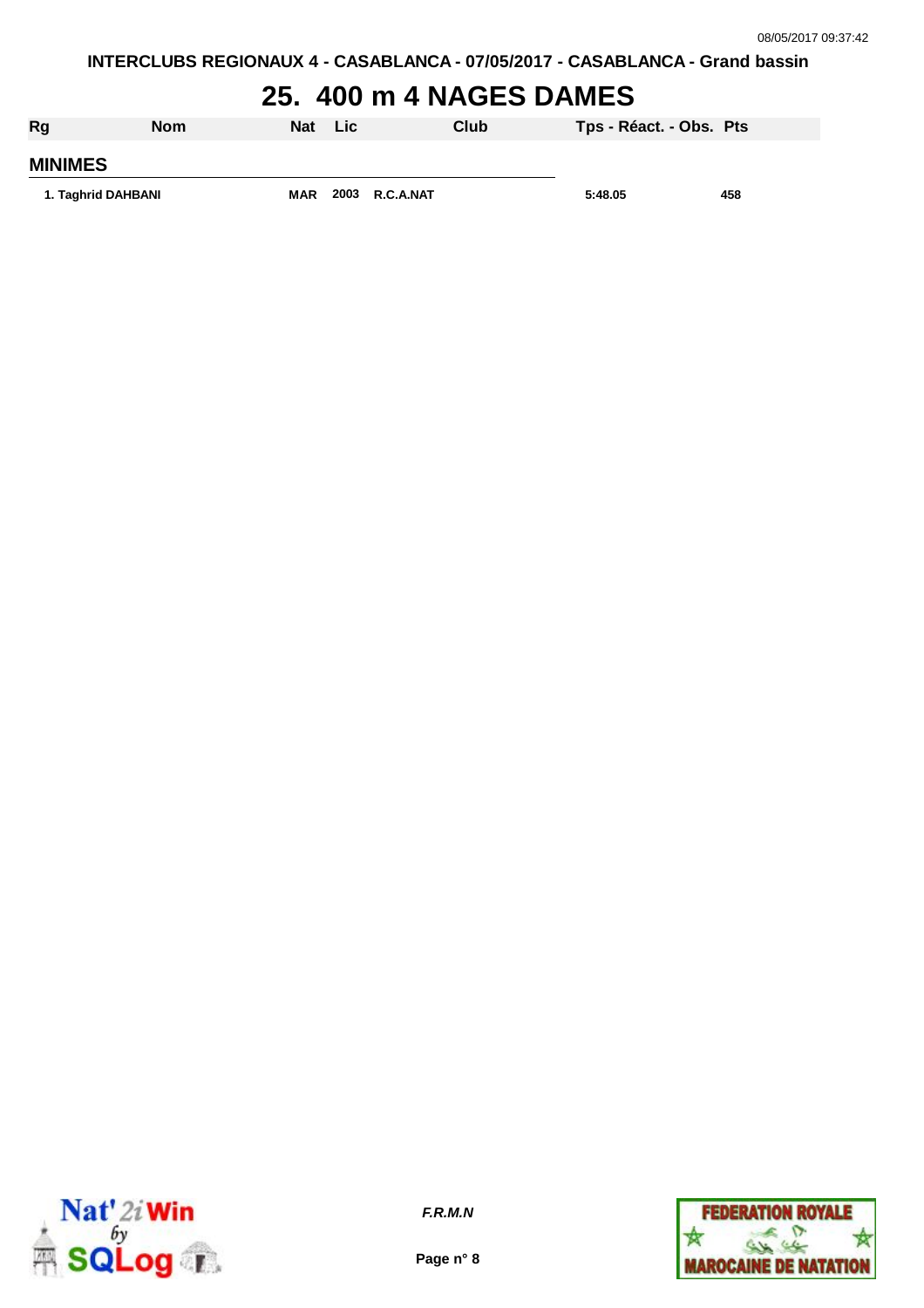# 25. 400 m 4 NAGES DAMES

| Rg | Nom | Nat | Lic | Club | Tps - Réact. - Obs. | Pts |
|---|---|---|---|---|---|---|
| **MINIMES** | | | | | | |
| 1. | Taghrid DAHBANI | MAR | 2003 | R.C.A.NAT | 5:48.05 | 458 |

*F.R.M.N*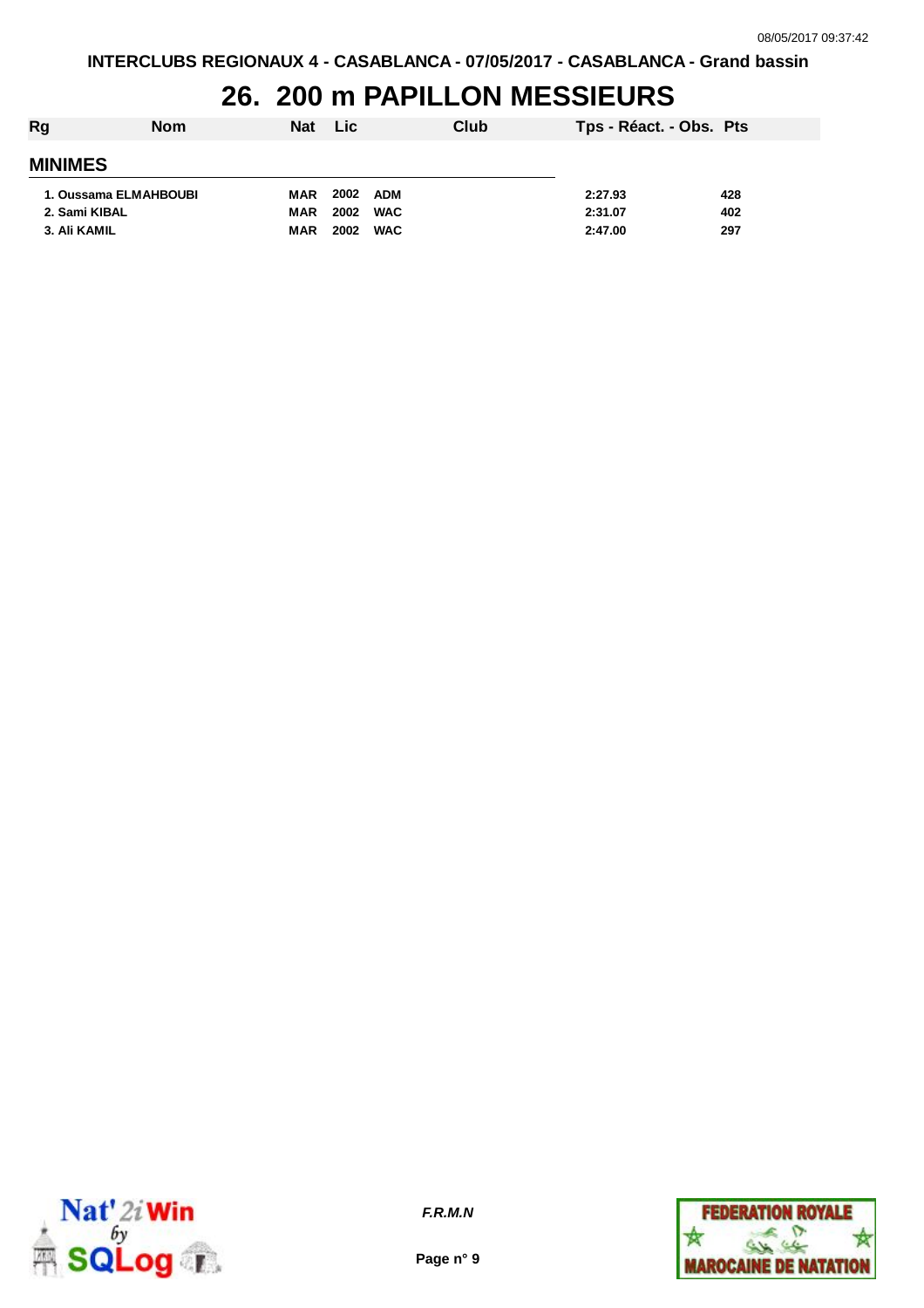# 26. 200 m PAPILLON MESSIEURS

| Rg | Nom | Nat | Lic | Club | Tps - Réact. - Obs. | Pts |
|---|---|---|---|---|---|---|
| **MINIMES** | | | | | | |
| 1. | Oussama ELMAHBOUBI | MAR | 2002 | ADM | 2:27.93 | 428 |
| 2. | Sami KIBAL | MAR | 2002 | WAC | 2:31.07 | 402 |
| 3. | Ali KAMIL | MAR | 2002 | WAC | 2:47.00 | 297 |

*F.R.M.N*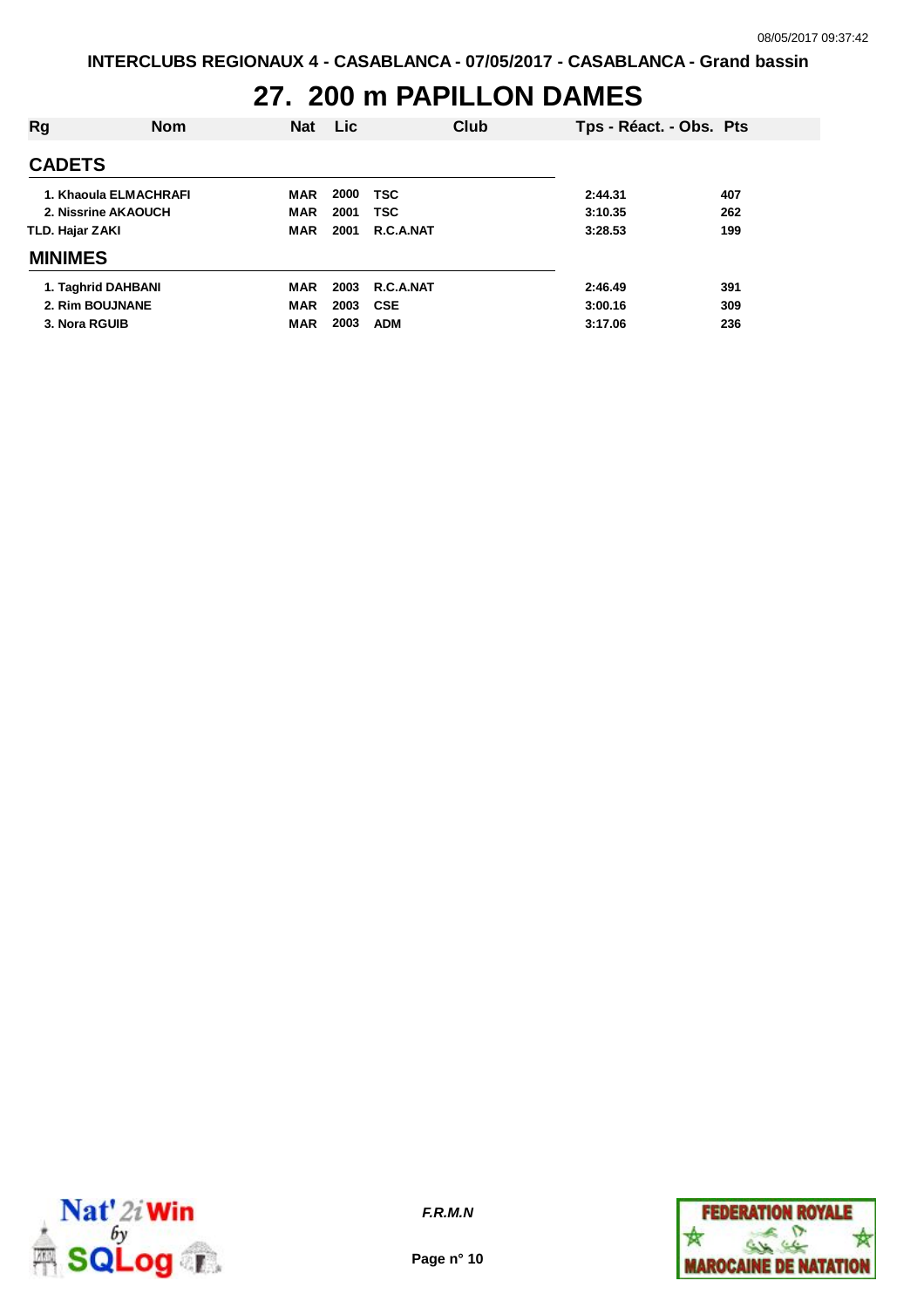INTERCLUBS REGIONAUX 4 - CASABLANCA - 07/05/2017 - CASABLANCA - Grand bassin

# 27. 200 m PAPILLON DAMES

| Rg | Nom | Nat | Lic | Club | Tps - Réact. - Obs. | Pts |
|---|---|---|---|---|---|---|
| **CADETS** | | | | | | |
| 1. | Khaoula ELMACHRAFI | MAR | 2000 | TSC | 2:44.31 | 407 |
| 2. | Nissrine AKAOUCH | MAR | 2001 | TSC | 3:10.35 | 262 |
| TLD. | Hajar ZAKI | MAR | 2001 | R.C.A.NAT | 3:28.53 | 199 |
| **MINIMES** | | | | | | |
| 1. | Taghrid DAHBANI | MAR | 2003 | R.C.A.NAT | 2:46.49 | 391 |
| 2. | Rim BOUJNANE | MAR | 2003 | CSE | 3:00.16 | 309 |
| 3. | Nora RGUIB | MAR | 2003 | ADM | 3:17.06 | 236 |

*F.R.M.N*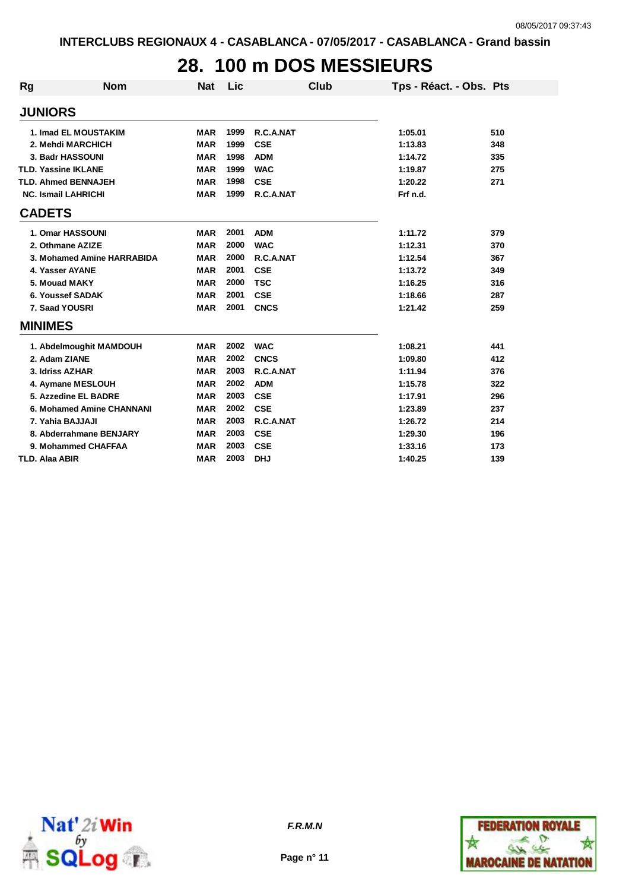INTERCLUBS REGIONAUX 4 - CASABLANCA - 07/05/2017 - CASABLANCA - Grand bassin

# 28. 100 m DOS MESSIEURS

| Rg | Nom | Nat | Lic | Club | Tps - Réact. - Obs. | Pts |
|---|---|---|---|---|---|---|
| **JUNIORS** | | | | | | |
| 1. | Imad EL MOUSTAKIM | MAR | 1999 | R.C.A.NAT | 1:05.01 | 510 |
| 2. | Mehdi MARCHICH | MAR | 1999 | CSE | 1:13.83 | 348 |
| 3. | Badr HASSOUNI | MAR | 1998 | ADM | 1:14.72 | 335 |
| TLD. | Yassine IKLANE | MAR | 1999 | WAC | 1:19.87 | 275 |
| TLD. | Ahmed BENNAJEH | MAR | 1998 | CSE | 1:20.22 | 271 |
| NC. | Ismail LAHRICHI | MAR | 1999 | R.C.A.NAT | Frf n.d. | |
| **CADETS** | | | | | | |
| 1. | Omar HASSOUNI | MAR | 2001 | ADM | 1:11.72 | 379 |
| 2. | Othmane AZIZE | MAR | 2000 | WAC | 1:12.31 | 370 |
| 3. | Mohamed Amine HARRABIDA | MAR | 2000 | R.C.A.NAT | 1:12.54 | 367 |
| 4. | Yasser AYANE | MAR | 2001 | CSE | 1:13.72 | 349 |
| 5. | Mouad MAKY | MAR | 2000 | TSC | 1:16.25 | 316 |
| 6. | Youssef SADAK | MAR | 2001 | CSE | 1:18.66 | 287 |
| 7. | Saad YOUSRI | MAR | 2001 | CNCS | 1:21.42 | 259 |
| **MINIMES** | | | | | | |
| 1. | Abdelmoughit MAMDOUH | MAR | 2002 | WAC | 1:08.21 | 441 |
| 2. | Adam ZIANE | MAR | 2002 | CNCS | 1:09.80 | 412 |
| 3. | Idriss AZHAR | MAR | 2003 | R.C.A.NAT | 1:11.94 | 376 |
| 4. | Aymane MESLOUH | MAR | 2002 | ADM | 1:15.78 | 322 |
| 5. | Azzedine EL BADRE | MAR | 2003 | CSE | 1:17.91 | 296 |
| 6. | Mohamed Amine CHANNANI | MAR | 2002 | CSE | 1:23.89 | 237 |
| 7. | Yahia BAJJAJI | MAR | 2003 | R.C.A.NAT | 1:26.72 | 214 |
| 8. | Abderrahmane BENJARY | MAR | 2003 | CSE | 1:29.30 | 196 |
| 9. | Mohammed CHAFFAA | MAR | 2003 | CSE | 1:33.16 | 173 |
| TLD. | Alaa ABIR | MAR | 2003 | DHJ | 1:40.25 | 139 |

*F.R.M.N*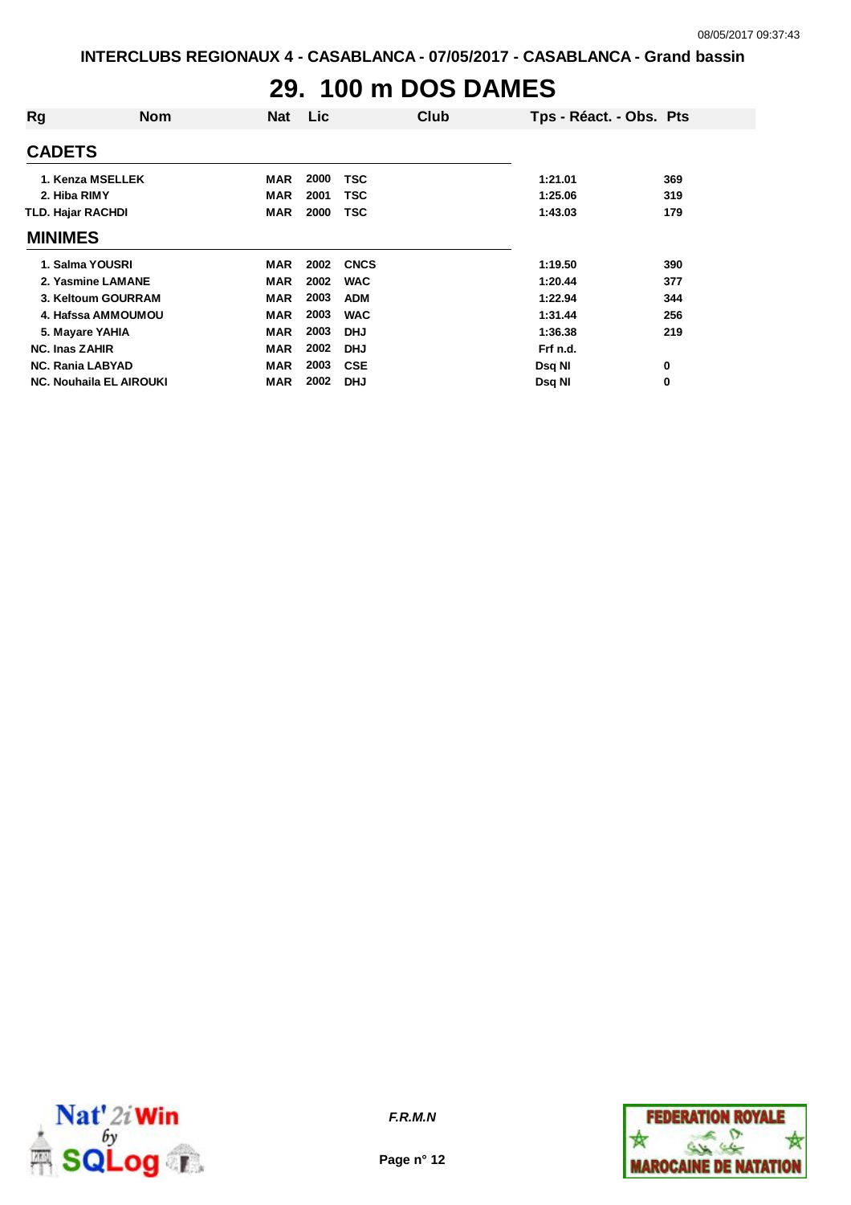# 29. 100 m DOS DAMES

| Rg | Nom | Nat | Lic | Club | Tps - Réact. - Obs. | Pts |
|---|---|---|---|---|---|---|
| **CADETS** | | | | | | |
| 1. | Kenza MSELLEK | MAR | 2000 | TSC | 1:21.01 | 369 |
| 2. | Hiba RIMY | MAR | 2001 | TSC | 1:25.06 | 319 |
| TLD. | Hajar RACHDI | MAR | 2000 | TSC | 1:43.03 | 179 |
| **MINIMES** | | | | | | |
| 1. | Salma YOUSRI | MAR | 2002 | CNCS | 1:19.50 | 390 |
| 2. | Yasmine LAMANE | MAR | 2002 | WAC | 1:20.44 | 377 |
| 3. | Keltoum GOURRAM | MAR | 2003 | ADM | 1:22.94 | 344 |
| 4. | Hafssa AMMOUMOU | MAR | 2003 | WAC | 1:31.44 | 256 |
| 5. | Mayare YAHIA | MAR | 2003 | DHJ | 1:36.38 | 219 |
| NC. | Inas ZAHIR | MAR | 2002 | DHJ | Frf n.d. | |
| NC. | Rania LABYAD | MAR | 2003 | CSE | Dsq NI | 0 |
| NC. | Nouhaila EL AIROUKI | MAR | 2002 | DHJ | Dsq NI | 0 |

*F.R.M.N*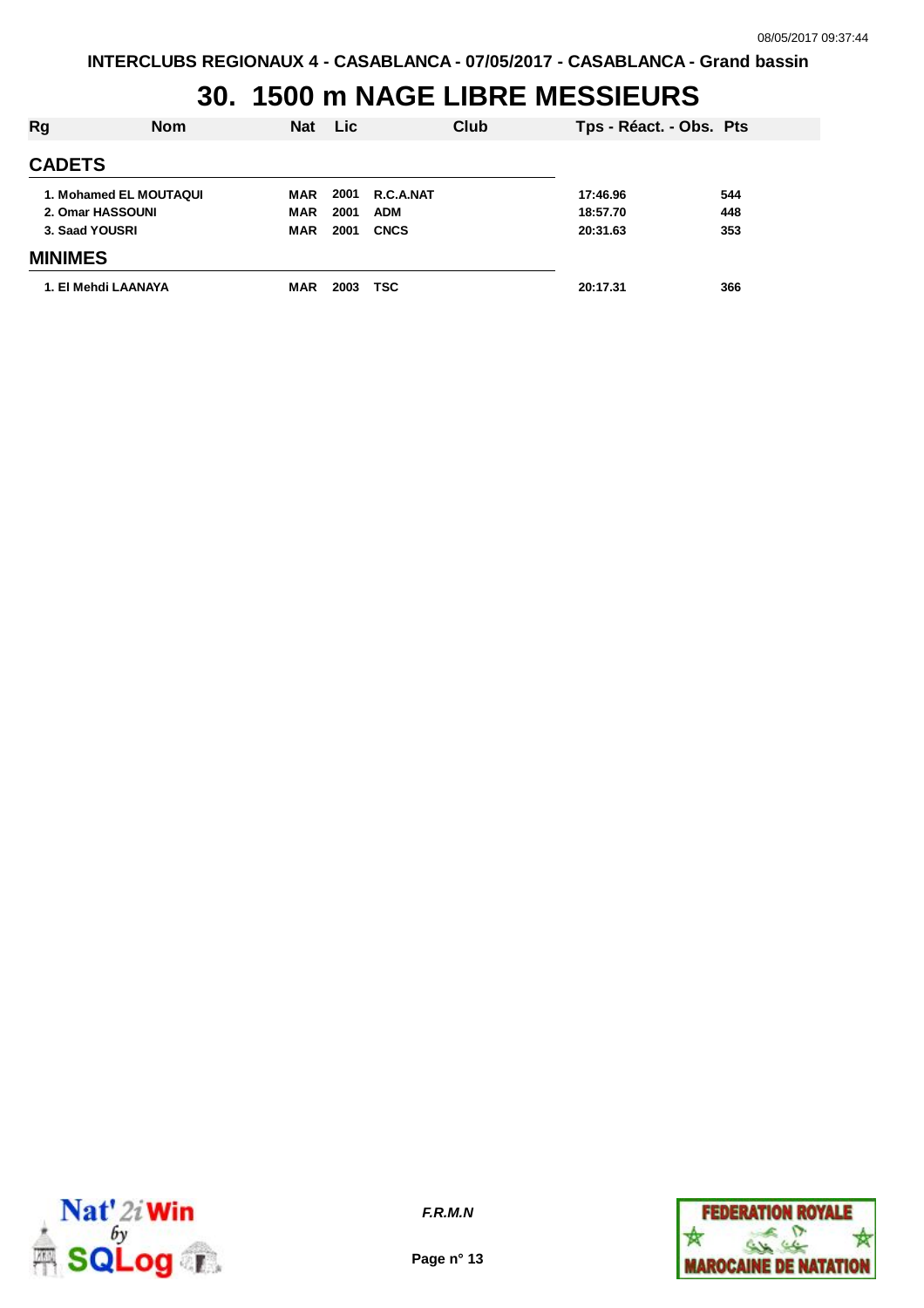INTERCLUBS REGIONAUX 4 - CASABLANCA - 07/05/2017 - CASABLANCA - Grand bassin

# 30. 1500 m NAGE LIBRE MESSIEURS

| Rg | Nom | Nat | Lic | Club | Tps - Réact. - Obs. | Pts |
|---|---|---|---|---|---|---|
| **CADETS** | | | | | | |
| 1. | Mohamed EL MOUTAQUI | MAR | 2001 | R.C.A.NAT | 17:46.96 | 544 |
| 2. | Omar HASSOUNI | MAR | 2001 | ADM | 18:57.70 | 448 |
| 3. | Saad YOUSRI | MAR | 2001 | CNCS | 20:31.63 | 353 |
| **MINIMES** | | | | | | |
| 1. | El Mehdi LAANAYA | MAR | 2003 | TSC | 20:17.31 | 366 |

*F.R.M.N*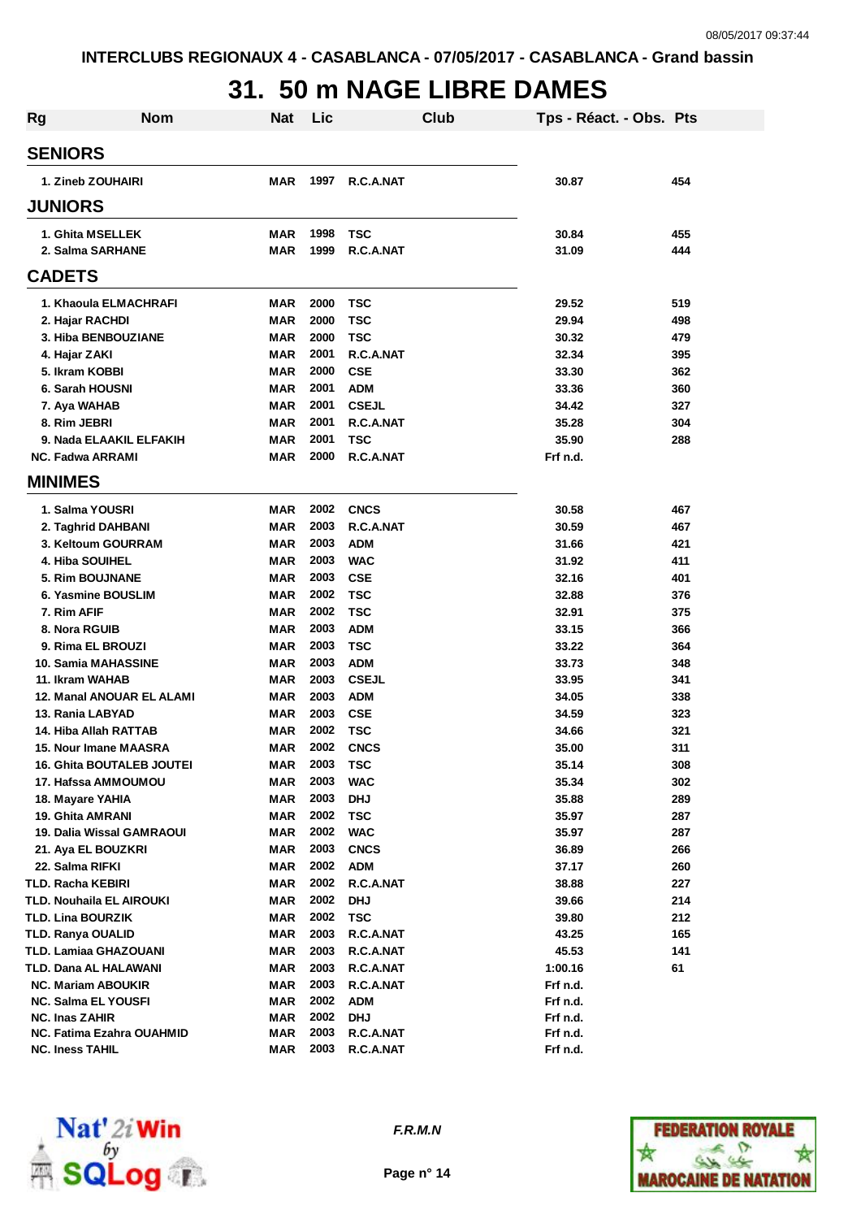INTERCLUBS REGIONAUX 4 - CASABLANCA - 07/05/2017 - CASABLANCA - Grand bassin

# 31. 50 m NAGE LIBRE DAMES

| Rg | Nom | Nat | Lic | Club | Tps - Réact. - Obs. | Pts |
|---|---|---|---|---|---|---|
| **SENIORS** | | | | | | |
| 1. | Zineb ZOUHAIRI | MAR | 1997 | R.C.A.NAT | 30.87 | 454 |
| **JUNIORS** | | | | | | |
| 1. | Ghita MSELLEK | MAR | 1998 | TSC | 30.84 | 455 |
| 2. | Salma SARHANE | MAR | 1999 | R.C.A.NAT | 31.09 | 444 |
| **CADETS** | | | | | | |
| 1. | Khaoula ELMACHRAFI | MAR | 2000 | TSC | 29.52 | 519 |
| 2. | Hajar RACHDI | MAR | 2000 | TSC | 29.94 | 498 |
| 3. | Hiba BENBOUZIANE | MAR | 2000 | TSC | 30.32 | 479 |
| 4. | Hajar ZAKI | MAR | 2001 | R.C.A.NAT | 32.34 | 395 |
| 5. | Ikram KOBBI | MAR | 2000 | CSE | 33.30 | 362 |
| 6. | Sarah HOUSNI | MAR | 2001 | ADM | 33.36 | 360 |
| 7. | Aya WAHAB | MAR | 2001 | CSEJL | 34.42 | 327 |
| 8. | Rim JEBRI | MAR | 2001 | R.C.A.NAT | 35.28 | 304 |
| 9. | Nada ELAAKIL ELFAKIH | MAR | 2001 | TSC | 35.90 | 288 |
| NC. | Fadwa ARRAMI | MAR | 2000 | R.C.A.NAT | Frf n.d. | |
| **MINIMES** | | | | | | |
| 1. | Salma YOUSRI | MAR | 2002 | CNCS | 30.58 | 467 |
| 2. | Taghrid DAHBANI | MAR | 2003 | R.C.A.NAT | 30.59 | 467 |
| 3. | Keltoum GOURRAM | MAR | 2003 | ADM | 31.66 | 421 |
| 4. | Hiba SOUIHEL | MAR | 2003 | WAC | 31.92 | 411 |
| 5. | Rim BOUJNANE | MAR | 2003 | CSE | 32.16 | 401 |
| 6. | Yasmine BOUSLIM | MAR | 2002 | TSC | 32.88 | 376 |
| 7. | Rim AFIF | MAR | 2002 | TSC | 32.91 | 375 |
| 8. | Nora RGUIB | MAR | 2003 | ADM | 33.15 | 366 |
| 9. | Rima EL BROUZI | MAR | 2003 | TSC | 33.22 | 364 |
| 10. | Samia MAHASSINE | MAR | 2003 | ADM | 33.73 | 348 |
| 11. | Ikram WAHAB | MAR | 2003 | CSEJL | 33.95 | 341 |
| 12. | Manal ANOUAR EL ALAMI | MAR | 2003 | ADM | 34.05 | 338 |
| 13. | Rania LABYAD | MAR | 2003 | CSE | 34.59 | 323 |
| 14. | Hiba Allah RATTAB | MAR | 2002 | TSC | 34.66 | 321 |
| 15. | Nour Imane MAASRA | MAR | 2002 | CNCS | 35.00 | 311 |
| 16. | Ghita BOUTALEB JOUTEI | MAR | 2003 | TSC | 35.14 | 308 |
| 17. | Hafssa AMMOUMOU | MAR | 2003 | WAC | 35.34 | 302 |
| 18. | Mayare YAHIA | MAR | 2003 | DHJ | 35.88 | 289 |
| 19. | Ghita AMRANI | MAR | 2002 | TSC | 35.97 | 287 |
| 19. | Dalia Wissal GAMRAOUI | MAR | 2002 | WAC | 35.97 | 287 |
| 21. | Aya EL BOUZKRI | MAR | 2003 | CNCS | 36.89 | 266 |
| 22. | Salma RIFKI | MAR | 2002 | ADM | 37.17 | 260 |
| TLD. | Racha KEBIRI | MAR | 2002 | R.C.A.NAT | 38.88 | 227 |
| TLD. | Nouhaila EL AIROUKI | MAR | 2002 | DHJ | 39.66 | 214 |
| TLD. | Lina BOURZIK | MAR | 2002 | TSC | 39.80 | 212 |
| TLD. | Ranya OUALID | MAR | 2003 | R.C.A.NAT | 43.25 | 165 |
| TLD. | Lamiaa GHAZOUANI | MAR | 2003 | R.C.A.NAT | 45.53 | 141 |
| TLD. | Dana AL HALAWANI | MAR | 2003 | R.C.A.NAT | 1:00.16 | 61 |
| NC. | Mariam ABOUKIR | MAR | 2003 | R.C.A.NAT | Frf n.d. | |
| NC. | Salma EL YOUSFI | MAR | 2002 | ADM | Frf n.d. | |
| NC. | Inas ZAHIR | MAR | 2002 | DHJ | Frf n.d. | |
| NC. | Fatima Ezahra OUAHMID | MAR | 2003 | R.C.A.NAT | Frf n.d. | |
| NC. | Iness TAHIL | MAR | 2003 | R.C.A.NAT | Frf n.d. | |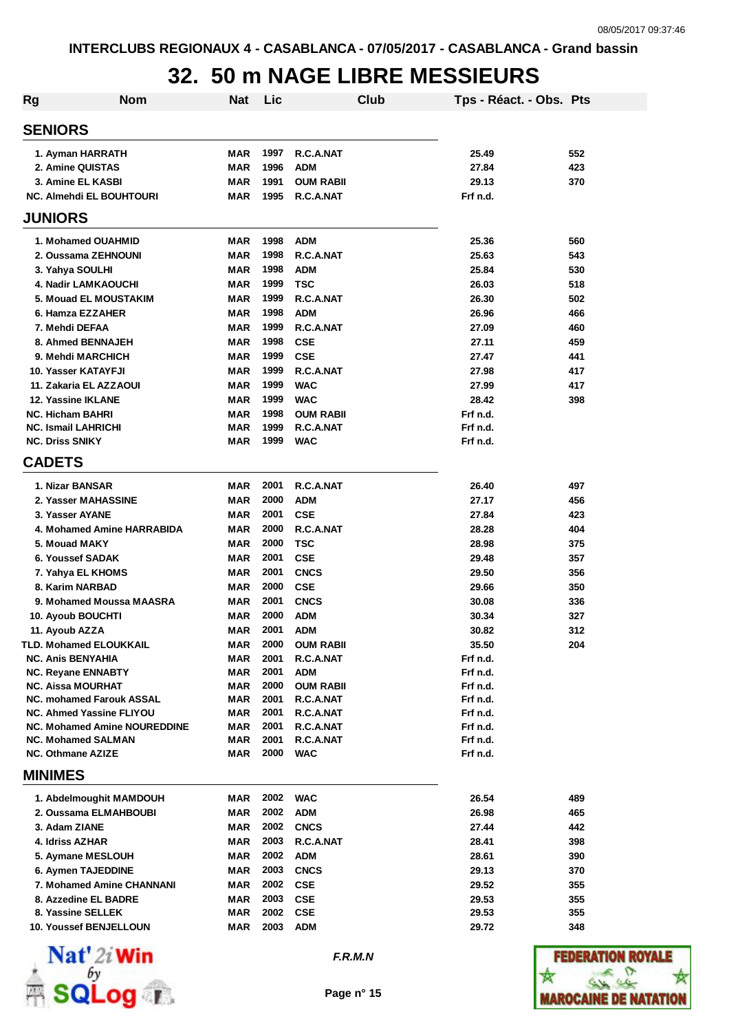INTERCLUBS REGIONAUX 4 - CASABLANCA - 07/05/2017 - CASABLANCA - Grand bassin

# 32. 50 m NAGE LIBRE MESSIEURS

| Rg | Nom | Nat | Lic | Club | Tps - Réact. - Obs. | Pts |
|---|---|---|---|---|---|---|
| **SENIORS** | | | | | | |
| 1. | Ayman HARRATH | MAR | 1997 | R.C.A.NAT | 25.49 | 552 |
| 2. | Amine QUISTAS | MAR | 1996 | ADM | 27.84 | 423 |
| 3. | Amine EL KASBI | MAR | 1991 | OUM RABII | 29.13 | 370 |
| NC. | Almehdi EL BOUHTOURI | MAR | 1995 | R.C.A.NAT | Frf n.d. | |
| **JUNIORS** | | | | | | |
| 1. | Mohamed OUAHMID | MAR | 1998 | ADM | 25.36 | 560 |
| 2. | Oussama ZEHNOUNI | MAR | 1998 | R.C.A.NAT | 25.63 | 543 |
| 3. | Yahya SOULHI | MAR | 1998 | ADM | 25.84 | 530 |
| 4. | Nadir LAMKAOUCHI | MAR | 1999 | TSC | 26.03 | 518 |
| 5. | Mouad EL MOUSTAKIM | MAR | 1999 | R.C.A.NAT | 26.30 | 502 |
| 6. | Hamza EZZAHER | MAR | 1998 | ADM | 26.96 | 466 |
| 7. | Mehdi DEFAA | MAR | 1999 | R.C.A.NAT | 27.09 | 460 |
| 8. | Ahmed BENNAJEH | MAR | 1998 | CSE | 27.11 | 459 |
| 9. | Mehdi MARCHICH | MAR | 1999 | CSE | 27.47 | 441 |
| 10. | Yasser KATAYFJI | MAR | 1999 | R.C.A.NAT | 27.98 | 417 |
| 11. | Zakaria EL AZZAOUI | MAR | 1999 | WAC | 27.99 | 417 |
| 12. | Yassine IKLANE | MAR | 1999 | WAC | 28.42 | 398 |
| NC. | Hicham BAHRI | MAR | 1998 | OUM RABII | Frf n.d. | |
| NC. | Ismail LAHRICHI | MAR | 1999 | R.C.A.NAT | Frf n.d. | |
| NC. | Driss SNIKY | MAR | 1999 | WAC | Frf n.d. | |
| **CADETS** | | | | | | |
| 1. | Nizar BANSAR | MAR | 2001 | R.C.A.NAT | 26.40 | 497 |
| 2. | Yasser MAHASSINE | MAR | 2000 | ADM | 27.17 | 456 |
| 3. | Yasser AYANE | MAR | 2001 | CSE | 27.84 | 423 |
| 4. | Mohamed Amine HARRABIDA | MAR | 2000 | R.C.A.NAT | 28.28 | 404 |
| 5. | Mouad MAKY | MAR | 2000 | TSC | 28.98 | 375 |
| 6. | Youssef SADAK | MAR | 2001 | CSE | 29.48 | 357 |
| 7. | Yahya EL KHOMS | MAR | 2001 | CNCS | 29.50 | 356 |
| 8. | Karim NARBAD | MAR | 2000 | CSE | 29.66 | 350 |
| 9. | Mohamed Moussa MAASRA | MAR | 2001 | CNCS | 30.08 | 336 |
| 10. | Ayoub BOUCHTI | MAR | 2000 | ADM | 30.34 | 327 |
| 11. | Ayoub AZZA | MAR | 2001 | ADM | 30.82 | 312 |
| TLD. | Mohamed ELOUKKAIL | MAR | 2000 | OUM RABII | 35.50 | 204 |
| NC. | Anis BENYAHIA | MAR | 2001 | R.C.A.NAT | Frf n.d. | |
| NC. | Reyane ENNABTY | MAR | 2001 | ADM | Frf n.d. | |
| NC. | Aissa MOURHAT | MAR | 2000 | OUM RABII | Frf n.d. | |
| NC. | mohamed Farouk ASSAL | MAR | 2001 | R.C.A.NAT | Frf n.d. | |
| NC. | Ahmed Yassine FLIYOU | MAR | 2001 | R.C.A.NAT | Frf n.d. | |
| NC. | Mohamed Amine NOUREDDINE | MAR | 2001 | R.C.A.NAT | Frf n.d. | |
| NC. | Mohamed SALMAN | MAR | 2001 | R.C.A.NAT | Frf n.d. | |
| NC. | Othmane AZIZE | MAR | 2000 | WAC | Frf n.d. | |
| **MINIMES** | | | | | | |
| 1. | Abdelmoughit MAMDOUH | MAR | 2002 | WAC | 26.54 | 489 |
| 2. | Oussama ELMAHBOUBI | MAR | 2002 | ADM | 26.98 | 465 |
| 3. | Adam ZIANE | MAR | 2002 | CNCS | 27.44 | 442 |
| 4. | Idriss AZHAR | MAR | 2003 | R.C.A.NAT | 28.41 | 398 |
| 5. | Aymane MESLOUH | MAR | 2002 | ADM | 28.61 | 390 |
| 6. | Aymen TAJEDDINE | MAR | 2003 | CNCS | 29.13 | 370 |
| 7. | Mohamed Amine CHANNANI | MAR | 2002 | CSE | 29.52 | 355 |
| 8. | Azzedine EL BADRE | MAR | 2003 | CSE | 29.53 | 355 |
| 8. | Yassine SELLEK | MAR | 2002 | CSE | 29.53 | 355 |
| 10. | Youssef BENJELLOUN | MAR | 2003 | ADM | 29.72 | 348 |

*F.R.M.N*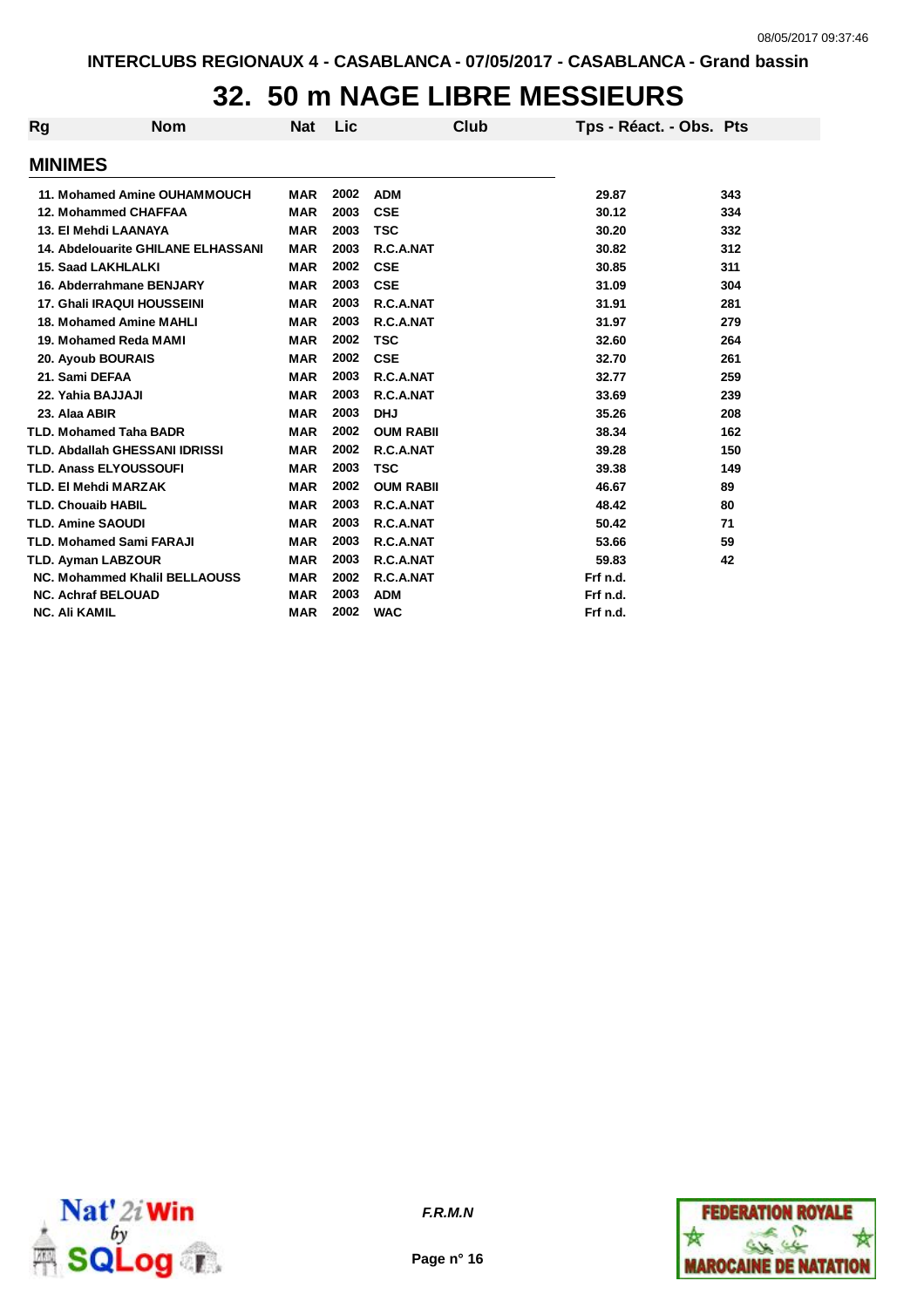INTERCLUBS REGIONAUX 4 - CASABLANCA - 07/05/2017 - CASABLANCA - Grand bassin

# 32. 50 m NAGE LIBRE MESSIEURS

| Rg | Nom | Nat | Lic | Club | Tps - Réact. - Obs. | Pts |
|---|---|---|---|---|---|---|
| **MINIMES** | | | | | | |
| 11. | Mohamed Amine OUHAMMOUCH | MAR | 2002 | ADM | 29.87 | 343 |
| 12. | Mohammed CHAFFAA | MAR | 2003 | CSE | 30.12 | 334 |
| 13. | El Mehdi LAANAYA | MAR | 2003 | TSC | 30.20 | 332 |
| 14. | Abdelouarite GHILANE ELHASSANI | MAR | 2003 | R.C.A.NAT | 30.82 | 312 |
| 15. | Saad LAKHLALKI | MAR | 2002 | CSE | 30.85 | 311 |
| 16. | Abderrahmane BENJARY | MAR | 2003 | CSE | 31.09 | 304 |
| 17. | Ghali IRAQUI HOUSSEINI | MAR | 2003 | R.C.A.NAT | 31.91 | 281 |
| 18. | Mohamed Amine MAHLI | MAR | 2003 | R.C.A.NAT | 31.97 | 279 |
| 19. | Mohamed Reda MAMI | MAR | 2002 | TSC | 32.60 | 264 |
| 20. | Ayoub BOURAIS | MAR | 2002 | CSE | 32.70 | 261 |
| 21. | Sami DEFAA | MAR | 2003 | R.C.A.NAT | 32.77 | 259 |
| 22. | Yahia BAJJAJI | MAR | 2003 | R.C.A.NAT | 33.69 | 239 |
| 23. | Alaa ABIR | MAR | 2003 | DHJ | 35.26 | 208 |
| TLD. | Mohamed Taha BADR | MAR | 2002 | OUM RABII | 38.34 | 162 |
| TLD. | Abdallah GHESSANI IDRISSI | MAR | 2002 | R.C.A.NAT | 39.28 | 150 |
| TLD. | Anass ELYOUSSOUFI | MAR | 2003 | TSC | 39.38 | 149 |
| TLD. | El Mehdi MARZAK | MAR | 2002 | OUM RABII | 46.67 | 89 |
| TLD. | Chouaib HABIL | MAR | 2003 | R.C.A.NAT | 48.42 | 80 |
| TLD. | Amine SAOUDI | MAR | 2003 | R.C.A.NAT | 50.42 | 71 |
| TLD. | Mohamed Sami FARAJI | MAR | 2003 | R.C.A.NAT | 53.66 | 59 |
| TLD. | Ayman LABZOUR | MAR | 2003 | R.C.A.NAT | 59.83 | 42 |
| NC. | Mohammed Khalil BELLAOUSS | MAR | 2002 | R.C.A.NAT | Frf n.d. | |
| NC. | Achraf BELOUAD | MAR | 2003 | ADM | Frf n.d. | |
| NC. | Ali KAMIL | MAR | 2002 | WAC | Frf n.d. | |

*F.R.M.N*